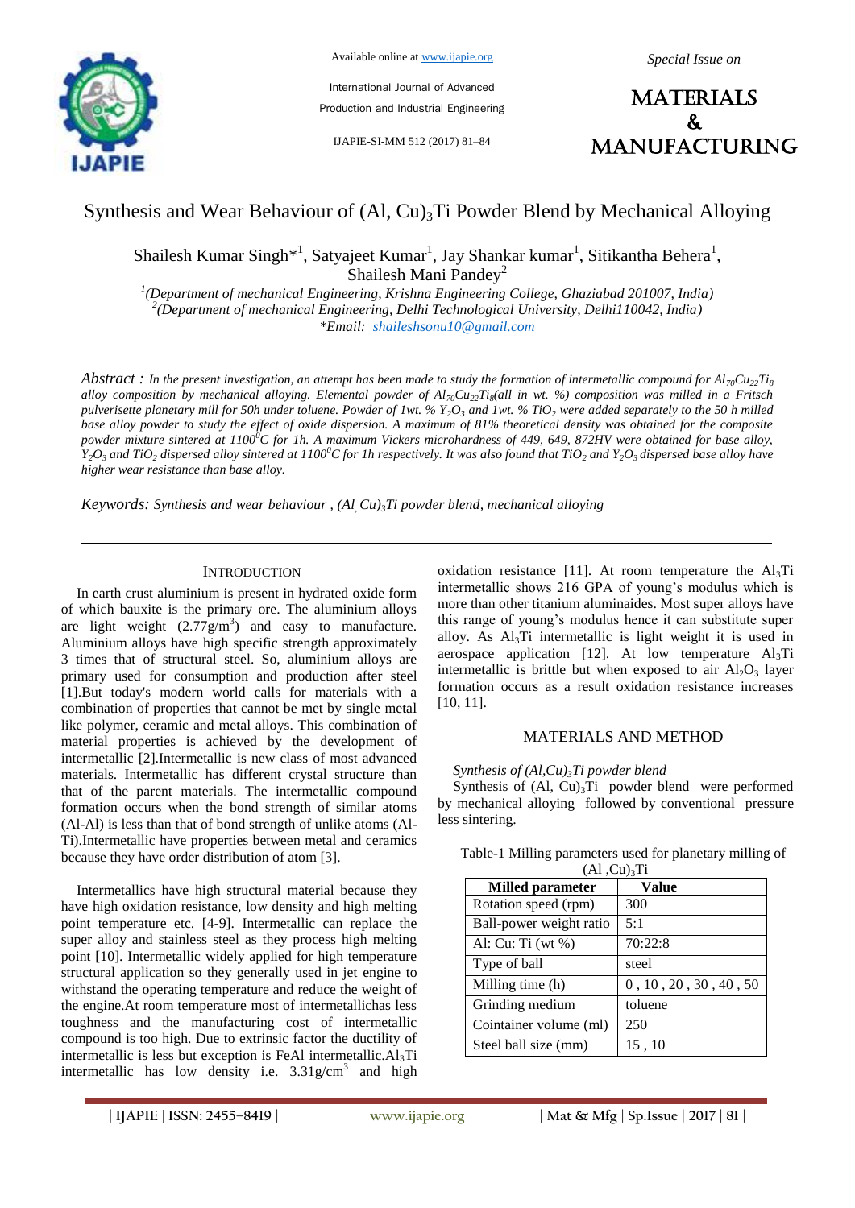# Synthesis and Wear Behaviour of (Al, Cu)$_3$Ti Powder Blend by Mechanical Alloying

Shailesh Kumar Singh*[1], Satyajeet Kumar[1], Jay Shankar kumar[1], Sitikantha Behera[1], Shailesh Mani Pandey[2]

[1](Department of mechanical Engineering, Krishna Engineering College, Ghaziabad 201007, India)
[2](Department of mechanical Engineering, Delhi Technological University, Delhi110042, India)
*Email: shaileshsonu10@gmail.com

*Abstract : In the present investigation, an attempt has been made to study the formation of intermetallic compound for $Al_{70}Cu_{22}Ti_8$ alloy composition by mechanical alloying. Elemental powder of $Al_{70}Cu_{22}Ti_8$(all in wt. %) composition was milled in a Fritsch pulverisette planetary mill for 50h under toluene. Powder of 1wt. % $Y_2O_3$ and 1wt. % $TiO_2$ were added separately to the 50 h milled base alloy powder to study the effect of oxide dispersion. A maximum of 81% theoretical density was obtained for the composite powder mixture sintered at 1100$^0$C for 1h. A maximum Vickers microhardness of 449, 649, 872HV were obtained for base alloy, $Y_2O_3$ and $TiO_2$ dispersed alloy sintered at 1100$^0$C for 1h respectively. It was also found that $TiO_2$ and $Y_2O_3$ dispersed base alloy have higher wear resistance than base alloy.*

*Keywords: Synthesis and wear behaviour , (Al, Cu)$_3$Ti powder blend, mechanical alloying*

## INTRODUCTION

In earth crust aluminium is present in hydrated oxide form of which bauxite is the primary ore. The aluminium alloys are light weight (2.77g/m$^3$) and easy to manufacture. Aluminium alloys have high specific strength approximately 3 times that of structural steel. So, aluminium alloys are primary used for consumption and production after steel [1].But today's modern world calls for materials with a combination of properties that cannot be met by single metal like polymer, ceramic and metal alloys. This combination of material properties is achieved by the development of intermetallic [2].Intermetallic is new class of most advanced materials. Intermetallic has different crystal structure than that of the parent materials. The intermetallic compound formation occurs when the bond strength of similar atoms (Al-Al) is less than that of bond strength of unlike atoms (Al-Ti).Intermetallic have properties between metal and ceramics because they have order distribution of atom [3].

Intermetallics have high structural material because they have high oxidation resistance, low density and high melting point temperature etc. [4-9]. Intermetallic can replace the super alloy and stainless steel as they process high melting point [10]. Intermetallic widely applied for high temperature structural application so they generally used in jet engine to withstand the operating temperature and reduce the weight of the engine.At room temperature most of intermetallichas less toughness and the manufacturing cost of intermetallic compound is too high. Due to extrinsic factor the ductility of intermetallic is less but exception is FeAl intermetallic.$Al_3Ti$ intermetallic has low density i.e. 3.31g/cm$^3$ and high oxidation resistance [11]. At room temperature the $Al_3Ti$ intermetallic shows 216 GPA of young's modulus which is more than other titanium aluminaides. Most super alloys have this range of young's modulus hence it can substitute super alloy. As $Al_3Ti$ intermetallic is light weight it is used in aerospace application [12]. At low temperature $Al_3Ti$ intermetallic is brittle but when exposed to air $Al_2O_3$ layer formation occurs as a result oxidation resistance increases [10, 11].

## MATERIALS AND METHOD

*Synthesis of (Al,Cu)$_3$Ti powder blend*

Synthesis of (Al, Cu)$_3$Ti powder blend were performed by mechanical alloying followed by conventional pressure less sintering.

Table-1 Milling parameters used for planetary milling of (Al ,Cu)$_3$Ti

| Milled parameter | Value |
|---|---|
| Rotation speed (rpm) | 300 |
| Ball-power weight ratio | 5:1 |
| Al: Cu: Ti (wt %) | 70:22:8 |
| Type of ball | steel |
| Milling time (h) | 0 , 10 , 20 , 30 , 40 , 50 |
| Grinding medium | toluene |
| Cointainer volume (ml) | 250 |
| Steel ball size (mm) | 15 , 10 |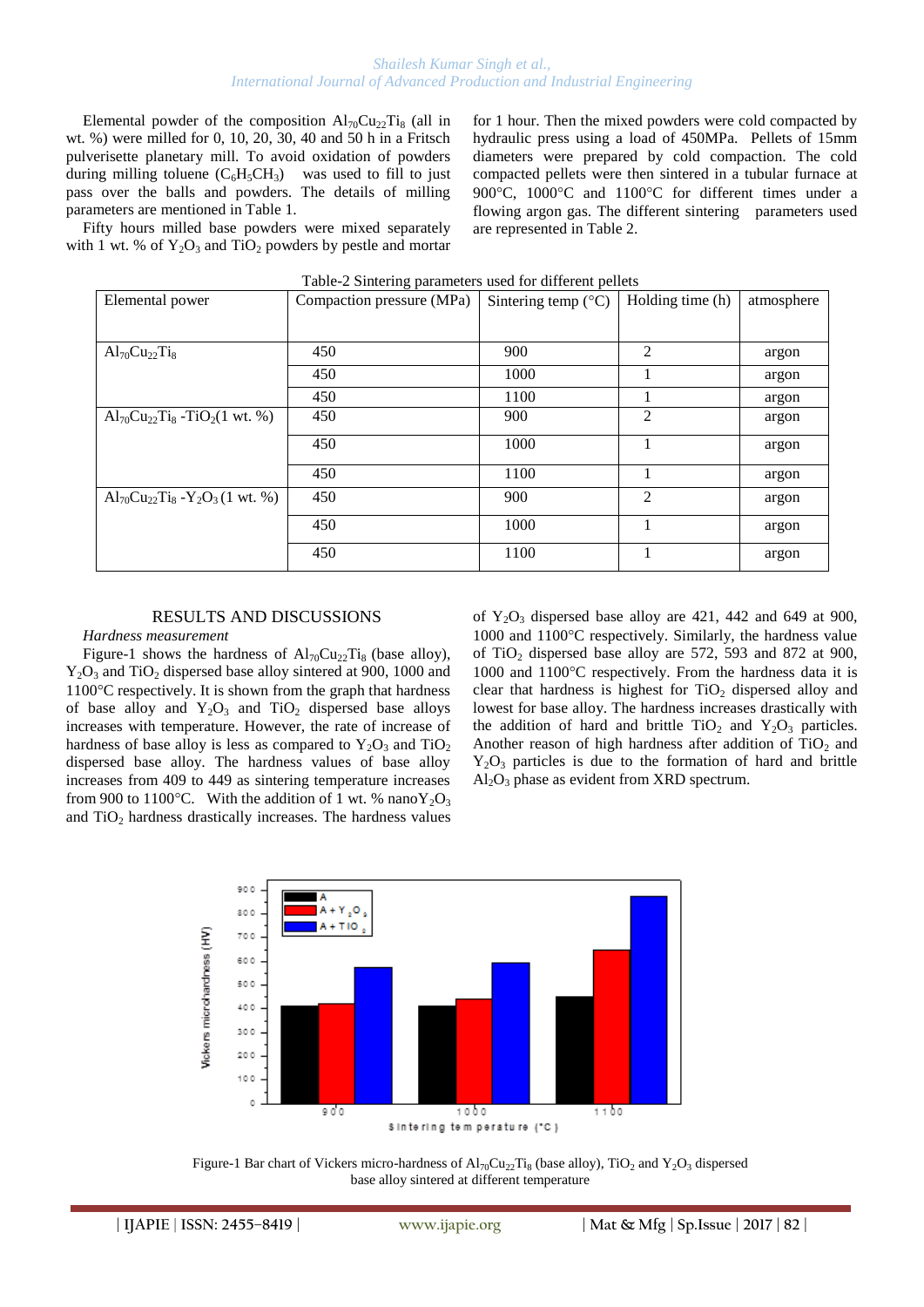Elemental powder of the composition $Al_{70}Cu_{22}Ti_8$ (all in wt. %) were milled for 0, 10, 20, 30, 40 and 50 h in a Fritsch pulverisette planetary mill. To avoid oxidation of powders during milling toluene ($C_6H_5CH_3$) was used to fill to just pass over the balls and powders. The details of milling parameters are mentioned in Table 1.

Fifty hours milled base powders were mixed separately with 1 wt. % of $Y_2O_3$ and $TiO_2$ powders by pestle and mortar for 1 hour. Then the mixed powders were cold compacted by hydraulic press using a load of 450MPa. Pellets of 15mm diameters were prepared by cold compaction. The cold compacted pellets were then sintered in a tubular furnace at 900°C, 1000°C and 1100°C for different times under a flowing argon gas. The different sintering parameters used are represented in Table 2.

Table-2 Sintering parameters used for different pellets

| Elemental power | Compaction pressure (MPa) | Sintering temp (°C) | Holding time (h) | atmosphere |
|---|---|---|---|---|
| $Al_{70}Cu_{22}Ti_8$ | 450 | 900 | 2 | argon |
| | 450 | 1000 | 1 | argon |
| | 450 | 1100 | 1 | argon |
| $Al_{70}Cu_{22}Ti_8$ -$TiO_2$(1 wt. %) | 450 | 900 | 2 | argon |
| | 450 | 1000 | 1 | argon |
| | 450 | 1100 | 1 | argon |
| $Al_{70}Cu_{22}Ti_8$ -$Y_2O_3$ (1 wt. %) | 450 | 900 | 2 | argon |
| | 450 | 1000 | 1 | argon |
| | 450 | 1100 | 1 | argon |

## RESULTS AND DISCUSSIONS

*Hardness measurement*

Figure-1 shows the hardness of $Al_{70}Cu_{22}Ti_8$ (base alloy), $Y_2O_3$ and $TiO_2$ dispersed base alloy sintered at 900, 1000 and 1100°C respectively. It is shown from the graph that hardness of base alloy and $Y_2O_3$ and $TiO_2$ dispersed base alloys increases with temperature. However, the rate of increase of hardness of base alloy is less as compared to $Y_2O_3$ and $TiO_2$ dispersed base alloy. The hardness values of base alloy increases from 409 to 449 as sintering temperature increases from 900 to 1100°C. With the addition of 1 wt. % nano$Y_2O_3$ and $TiO_2$ hardness drastically increases. The hardness values of $Y_2O_3$ dispersed base alloy are 421, 442 and 649 at 900, 1000 and 1100°C respectively. Similarly, the hardness value of $TiO_2$ dispersed base alloy are 572, 593 and 872 at 900, 1000 and 1100°C respectively. From the hardness data it is clear that hardness is highest for $TiO_2$ dispersed alloy and lowest for base alloy. The hardness increases drastically with the addition of hard and brittle $TiO_2$ and $Y_2O_3$ particles. Another reason of high hardness after addition of $TiO_2$ and $Y_2O_3$ particles is due to the formation of hard and brittle $Al_2O_3$ phase as evident from XRD spectrum.

Figure-1 Bar chart of Vickers micro-hardness of $Al_{70}Cu_{22}Ti_8$ (base alloy), $TiO_2$ and $Y_2O_3$ dispersed base alloy sintered at different temperature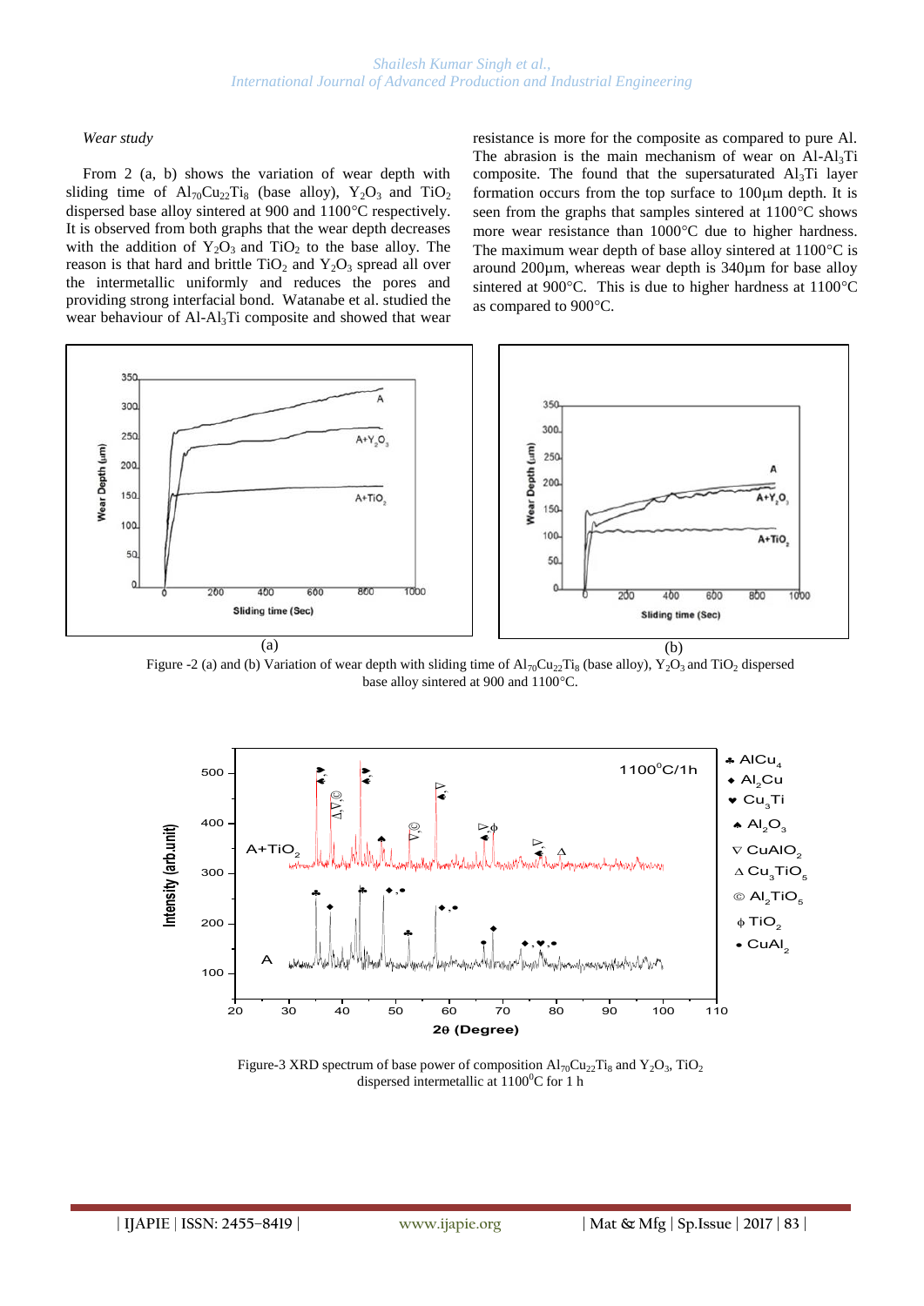*Wear study*

From 2 (a, b) shows the variation of wear depth with sliding time of $Al_{70}Cu_{22}Ti_8$ (base alloy), $Y_2O_3$ and $TiO_2$ dispersed base alloy sintered at 900 and 1100°C respectively. It is observed from both graphs that the wear depth decreases with the addition of $Y_2O_3$ and $TiO_2$ to the base alloy. The reason is that hard and brittle $TiO_2$ and $Y_2O_3$ spread all over the intermetallic uniformly and reduces the pores and providing strong interfacial bond. Watanabe et al. studied the wear behaviour of Al-$Al_3Ti$ composite and showed that wear resistance is more for the composite as compared to pure Al. The abrasion is the main mechanism of wear on Al-$Al_3Ti$ composite. The found that the supersaturated $Al_3Ti$ layer formation occurs from the top surface to 100μm depth. It is seen from the graphs that samples sintered at 1100°C shows more wear resistance than 1000°C due to higher hardness. The maximum wear depth of base alloy sintered at 1100°C is around 200μm, whereas wear depth is 340μm for base alloy sintered at 900°C. This is due to higher hardness at 1100°C as compared to 900°C.

Figure -2 (a) and (b) Variation of wear depth with sliding time of $Al_{70}Cu_{22}Ti_8$ (base alloy), $Y_2O_3$ and $TiO_2$ dispersed base alloy sintered at 900 and 1100°C.

Figure-3 XRD spectrum of base power of composition $Al_{70}Cu_{22}Ti_8$ and $Y_2O_3$, $TiO_2$ dispersed intermetallic at $1100^0$C for 1 h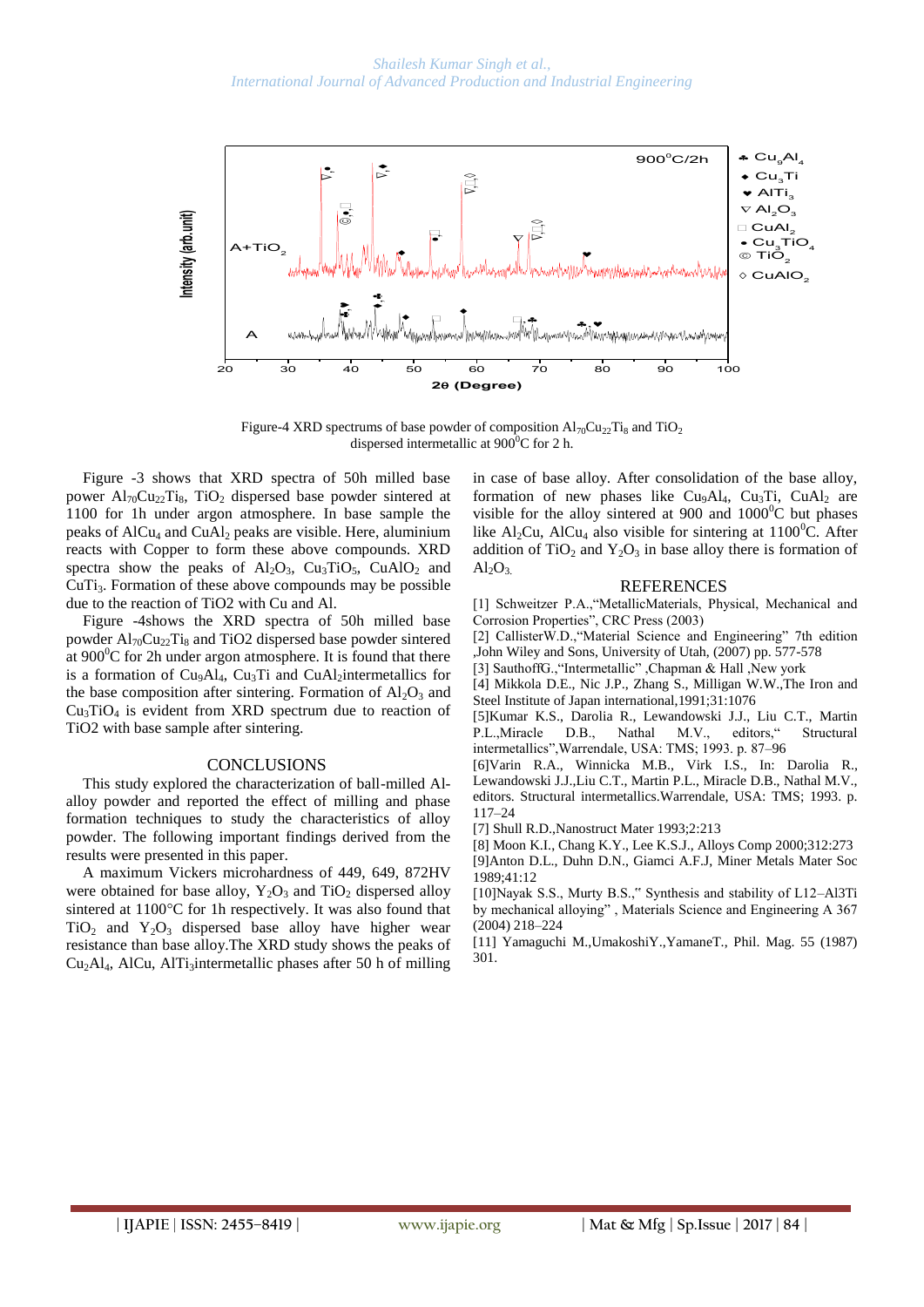900°C/2h

Intensity (arb.unit)

A+TiO$_2$

A

20 30 40 50 60 70 80 90 100

2θ (Degree)

♣ $Cu_9Al_4$
♦ $Cu_3Ti$
❤ $AlTi_3$
▽ $Al_2O_3$
□ $CuAl_2$
• $Cu_3TiO_4$
◎ $TiO_2$
◇ $CuAlO_2$

Figure-4 XRD spectrums of base powder of composition $Al_{70}Cu_{22}Ti_8$ and $TiO_2$ dispersed intermetallic at 900$^0$C for 2 h.

Figure -3 shows that XRD spectra of 50h milled base power $Al_{70}Cu_{22}Ti_8$, $TiO_2$ dispersed base powder sintered at 1100 for 1h under argon atmosphere. In base sample the peaks of $AlCu_4$ and $CuAl_2$ peaks are visible. Here, aluminium reacts with Copper to form these above compounds. XRD spectra show the peaks of $Al_2O_3$, $Cu_3TiO_5$, $CuAlO_2$ and $CuTi_3$. Formation of these above compounds may be possible due to the reaction of TiO2 with Cu and Al.

Figure -4shows the XRD spectra of 50h milled base powder $Al_{70}Cu_{22}Ti_8$ and TiO2 dispersed base powder sintered at 900$^0$C for 2h under argon atmosphere. It is found that there is a formation of $Cu_9Al_4$, $Cu_3Ti$ and $CuAl_2$intermetallics for the base composition after sintering. Formation of $Al_2O_3$ and $Cu_3TiO_4$ is evident from XRD spectrum due to reaction of TiO2 with base sample after sintering.

## CONCLUSIONS

This study explored the characterization of ball-milled Al-alloy powder and reported the effect of milling and phase formation techniques to study the characteristics of alloy powder. The following important findings derived from the results were presented in this paper.

A maximum Vickers microhardness of 449, 649, 872HV were obtained for base alloy, $Y_2O_3$ and $TiO_2$ dispersed alloy sintered at 1100°C for 1h respectively. It was also found that $TiO_2$ and $Y_2O_3$ dispersed base alloy have higher wear resistance than base alloy.The XRD study shows the peaks of $Cu_2Al_4$, AlCu, $AlTi_3$intermetallic phases after 50 h of milling in case of base alloy. After consolidation of the base alloy, formation of new phases like $Cu_9Al_4$, $Cu_3Ti$, $CuAl_2$ are visible for the alloy sintered at 900 and 1000$^0$C but phases like $Al_2Cu$, $AlCu_4$ also visible for sintering at 1100$^0$C. After addition of $TiO_2$ and $Y_2O_3$ in base alloy there is formation of $Al_2O_3$.

## REFERENCES

[1] Schweitzer P.A.,"MetallicMaterials, Physical, Mechanical and Corrosion Properties", CRC Press (2003)

[2] CallisterW.D.,"Material Science and Engineering" 7th edition ,John Wiley and Sons, University of Utah, (2007) pp. 577-578

[3] SauthoffG.,"Intermetallic" ,Chapman & Hall ,New york

[4] Mikkola D.E., Nic J.P., Zhang S., Milligan W.W.,The Iron and Steel Institute of Japan international,1991;31:1076

[5]Kumar K.S., Darolia R., Lewandowski J.J., Liu C.T., Martin P.L.,Miracle D.B., Nathal M.V., editors," Structural intermetallics",Warrendale, USA: TMS; 1993. p. 87–96

[6]Varin R.A., Winnicka M.B., Virk I.S., In: Darolia R., Lewandowski J.J.,Liu C.T., Martin P.L., Miracle D.B., Nathal M.V., editors. Structural intermetallics.Warrendale, USA: TMS; 1993. p. 117–24

[7] Shull R.D.,Nanostruct Mater 1993;2:213

[8] Moon K.I., Chang K.Y., Lee K.S.J., Alloys Comp 2000;312:273

[9]Anton D.L., Duhn D.N., Giamci A.F.J, Miner Metals Mater Soc 1989;41:12

[10]Nayak S.S., Murty B.S.," Synthesis and stability of L12–Al3Ti by mechanical alloying" , Materials Science and Engineering A 367 (2004) 218–224

[11] Yamaguchi M.,UmakoshiY.,YamaneT., Phil. Mag. 55 (1987) 301.